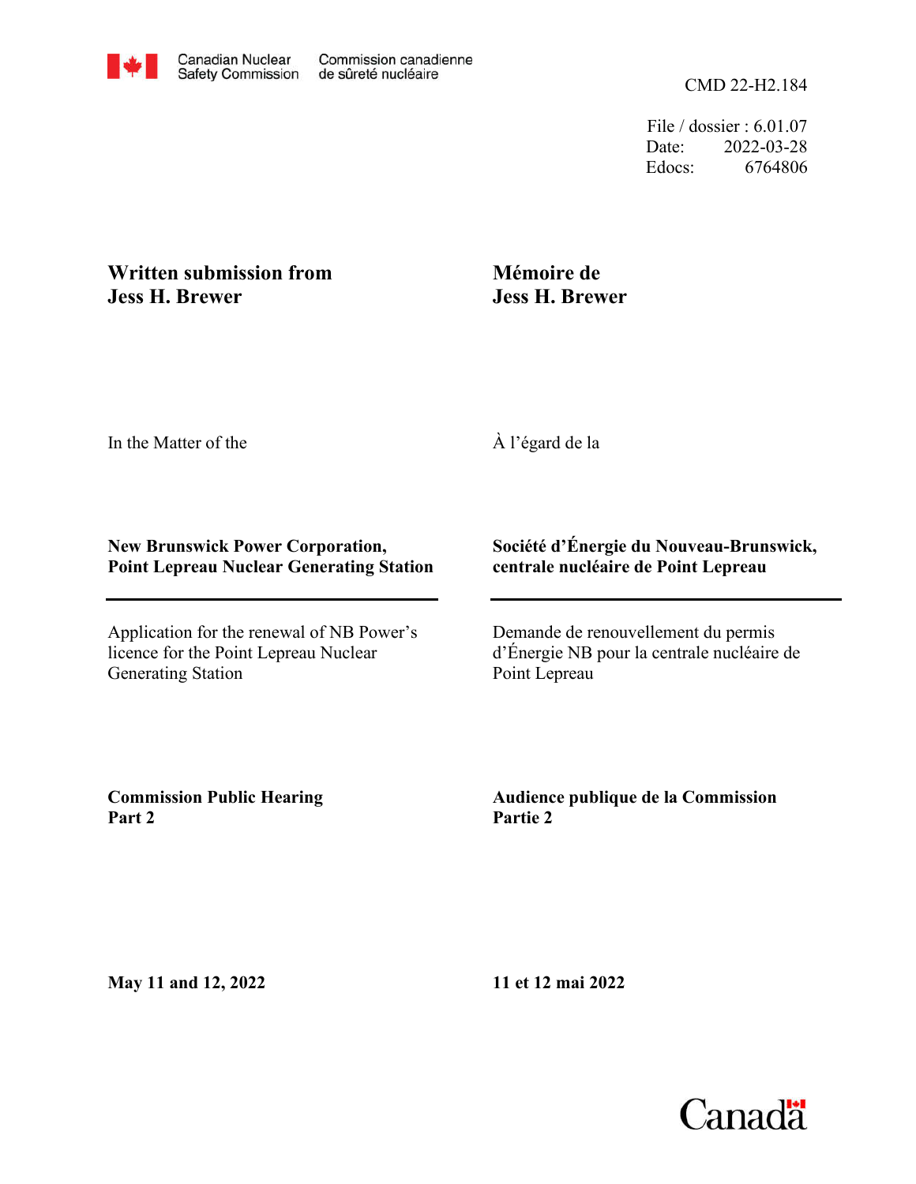Canadian Nuclear Safety Commission — Commission canadienne de sûreté nucléaire

CMD 22-H2.184

File / dossier : 6.01.07
Date: 2022-03-28
Edocs: 6764806

**Written submission from Jess H. Brewer**

**Mémoire de Jess H. Brewer**

In the Matter of the

À l'égard de la

**New Brunswick Power Corporation, Point Lepreau Nuclear Generating Station**

**Société d'Énergie du Nouveau-Brunswick, centrale nucléaire de Point Lepreau**

Application for the renewal of NB Power's licence for the Point Lepreau Nuclear Generating Station

Demande de renouvellement du permis d'Énergie NB pour la centrale nucléaire de Point Lepreau

**Commission Public Hearing Part 2**

**Audience publique de la Commission Partie 2**

**May 11 and 12, 2022**

**11 et 12 mai 2022**

Canada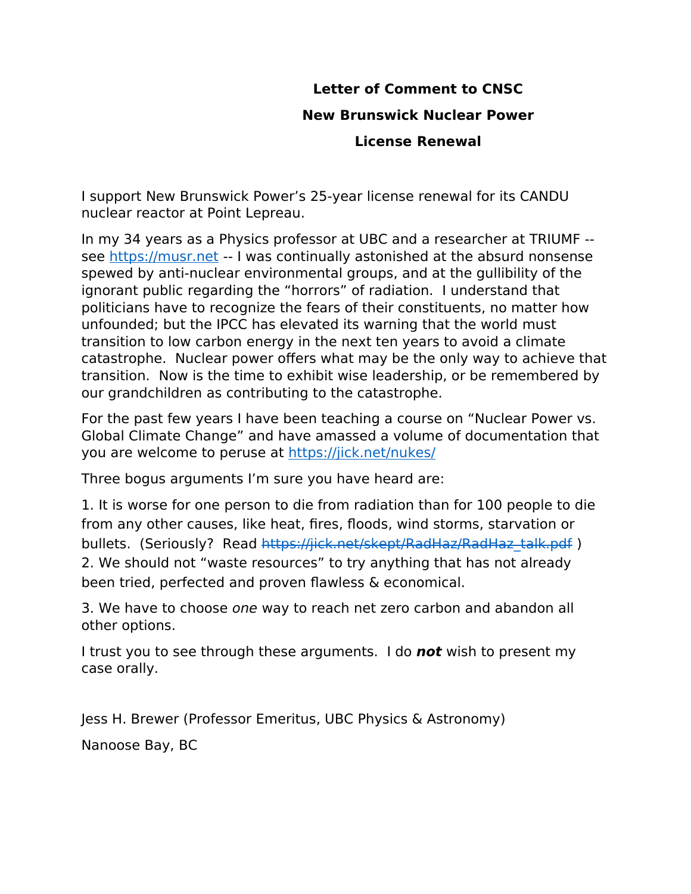**Letter of Comment to CNSC**

**New Brunswick Nuclear Power**

**License Renewal**

I support New Brunswick Power's 25-year license renewal for its CANDU nuclear reactor at Point Lepreau.

In my 34 years as a Physics professor at UBC and a researcher at TRIUMF -- see https://musr.net -- I was continually astonished at the absurd nonsense spewed by anti-nuclear environmental groups, and at the gullibility of the ignorant public regarding the "horrors" of radiation. I understand that politicians have to recognize the fears of their constituents, no matter how unfounded; but the IPCC has elevated its warning that the world must transition to low carbon energy in the next ten years to avoid a climate catastrophe. Nuclear power offers what may be the only way to achieve that transition. Now is the time to exhibit wise leadership, or be remembered by our grandchildren as contributing to the catastrophe.

For the past few years I have been teaching a course on "Nuclear Power vs. Global Climate Change" and have amassed a volume of documentation that you are welcome to peruse at https://jick.net/nukes/

Three bogus arguments I'm sure you have heard are:

1. It is worse for one person to die from radiation than for 100 people to die from any other causes, like heat, fires, floods, wind storms, starvation or bullets. (Seriously? Read ~~https://jick.net/skept/RadHaz/RadHaz_talk.pdf~~ )
2. We should not "waste resources" to try anything that has not already been tried, perfected and proven flawless & economical.

3. We have to choose *one* way to reach net zero carbon and abandon all other options.

I trust you to see through these arguments. I do ***not*** wish to present my case orally.

Jess H. Brewer (Professor Emeritus, UBC Physics & Astronomy)

Nanoose Bay, BC